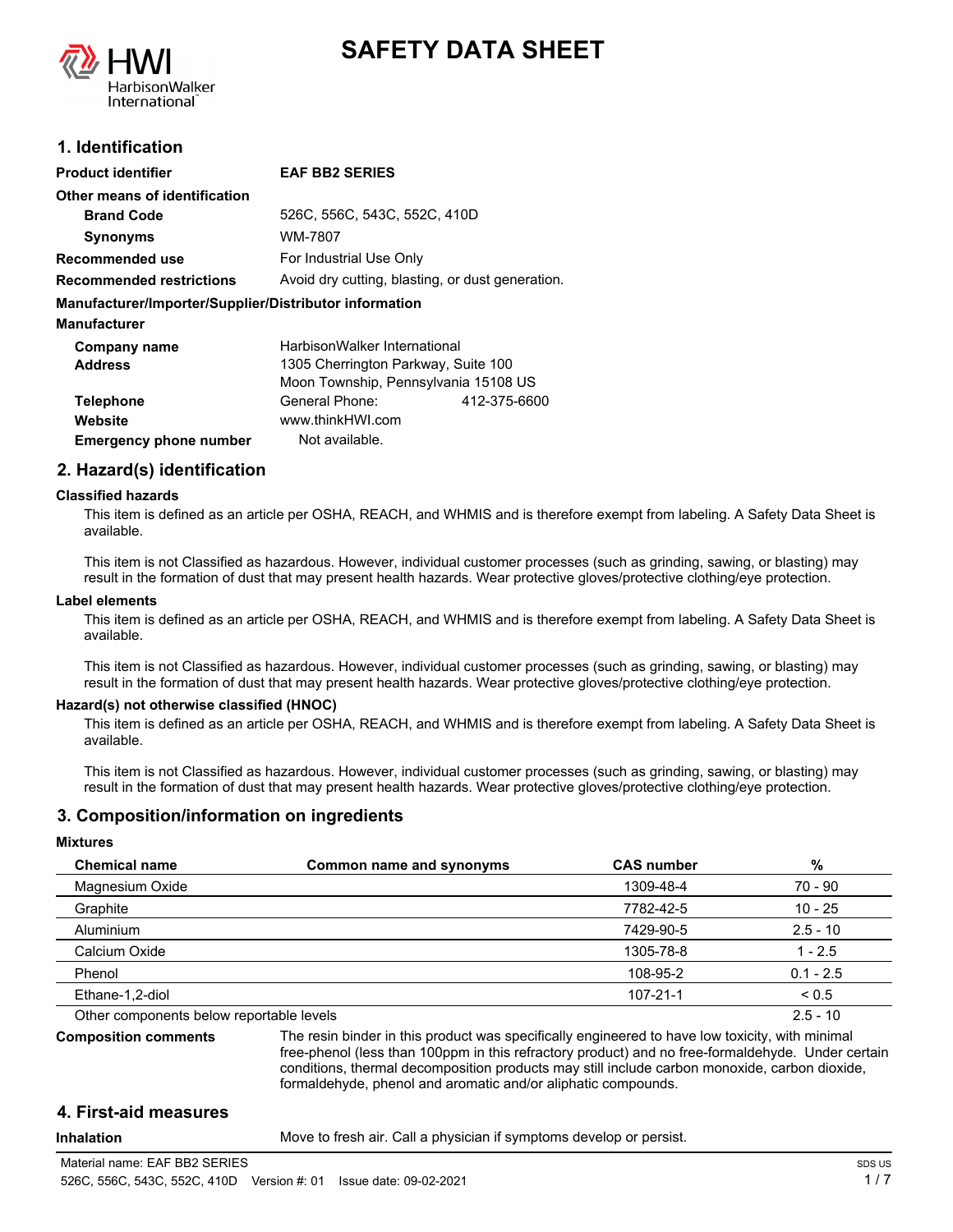# SAFETY DATA SHEET

## 1. Identification

| | |
|---|---|
| **Product identifier** | **EAF BB2 SERIES** |
| **Other means of identification** | |
| **Brand Code** | 526C, 556C, 543C, 552C, 410D |
| **Synonyms** | WM-7807 |
| **Recommended use** | For Industrial Use Only |
| **Recommended restrictions** | Avoid dry cutting, blasting, or dust generation. |

**Manufacturer/Importer/Supplier/Distributor information**

**Manufacturer**

| | |
|---|---|
| **Company name** | HarbisonWalker International |
| **Address** | 1305 Cherrington Parkway, Suite 100<br>Moon Township, Pennsylvania 15108 US |
| **Telephone** | General Phone: 412-375-6600 |
| **Website** | www.thinkHWI.com |
| **Emergency phone number** | Not available. |

## 2. Hazard(s) identification

**Classified hazards**

This item is defined as an article per OSHA, REACH, and WHMIS and is therefore exempt from labeling. A Safety Data Sheet is available.

This item is not Classified as hazardous. However, individual customer processes (such as grinding, sawing, or blasting) may result in the formation of dust that may present health hazards. Wear protective gloves/protective clothing/eye protection.

**Label elements**

This item is defined as an article per OSHA, REACH, and WHMIS and is therefore exempt from labeling. A Safety Data Sheet is available.

This item is not Classified as hazardous. However, individual customer processes (such as grinding, sawing, or blasting) may result in the formation of dust that may present health hazards. Wear protective gloves/protective clothing/eye protection.

**Hazard(s) not otherwise classified (HNOC)**

This item is defined as an article per OSHA, REACH, and WHMIS and is therefore exempt from labeling. A Safety Data Sheet is available.

This item is not Classified as hazardous. However, individual customer processes (such as grinding, sawing, or blasting) may result in the formation of dust that may present health hazards. Wear protective gloves/protective clothing/eye protection.

## 3. Composition/information on ingredients

**Mixtures**

| Chemical name | Common name and synonyms | CAS number | % |
|---|---|---|---|
| Magnesium Oxide | | 1309-48-4 | 70 - 90 |
| Graphite | | 7782-42-5 | 10 - 25 |
| Aluminium | | 7429-90-5 | 2.5 - 10 |
| Calcium Oxide | | 1305-78-8 | 1 - 2.5 |
| Phenol | | 108-95-2 | 0.1 - 2.5 |
| Ethane-1,2-diol | | 107-21-1 | < 0.5 |
| Other components below reportable levels | | | 2.5 - 10 |

**Composition comments**: The resin binder in this product was specifically engineered to have low toxicity, with minimal free-phenol (less than 100ppm in this refractory product) and no free-formaldehyde. Under certain conditions, thermal decomposition products may still include carbon monoxide, carbon dioxide, formaldehyde, phenol and aromatic and/or aliphatic compounds.

## 4. First-aid measures

**Inhalation**: Move to fresh air. Call a physician if symptoms develop or persist.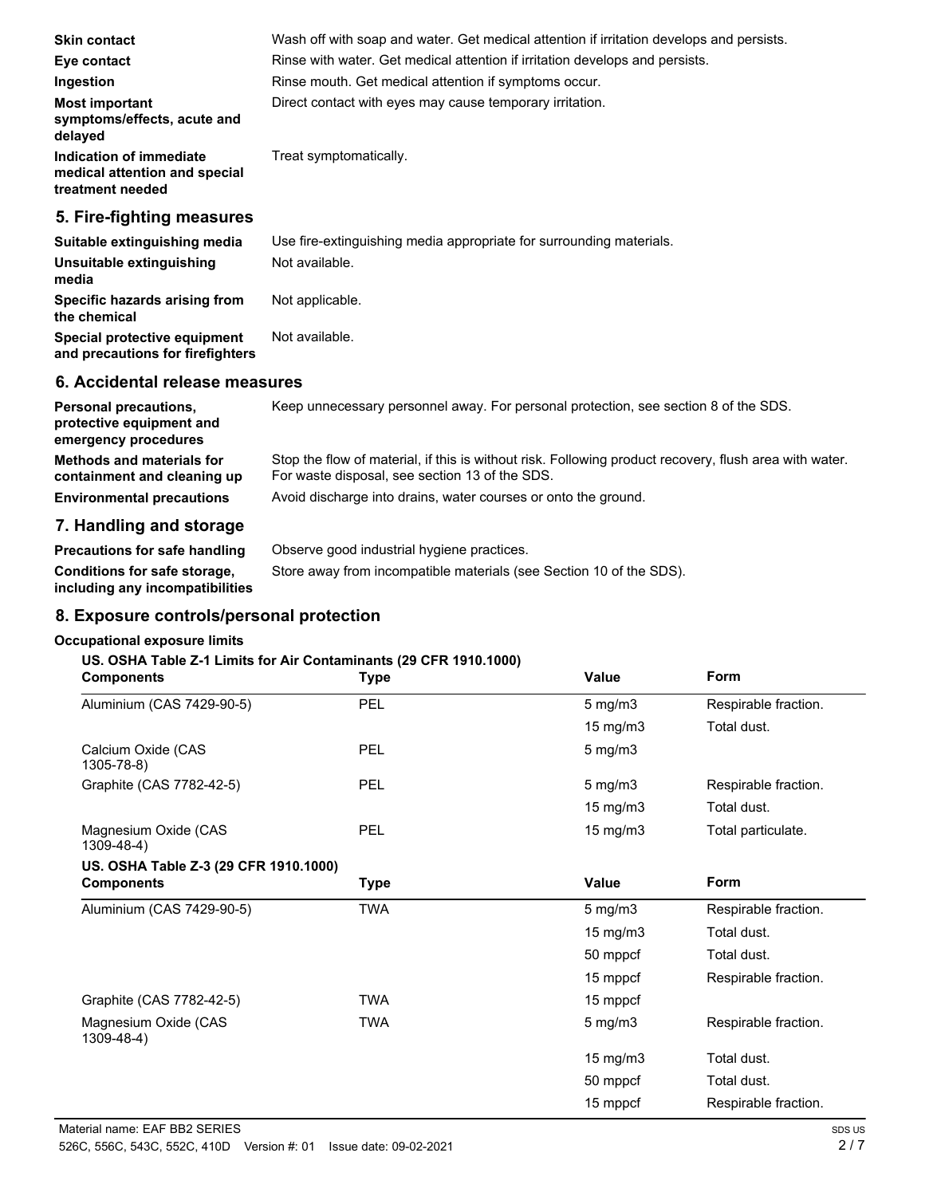| | |
|---|---|
| **Skin contact** | Wash off with soap and water. Get medical attention if irritation develops and persists. |
| **Eye contact** | Rinse with water. Get medical attention if irritation develops and persists. |
| **Ingestion** | Rinse mouth. Get medical attention if symptoms occur. |
| **Most important symptoms/effects, acute and delayed** | Direct contact with eyes may cause temporary irritation. |
| **Indication of immediate medical attention and special treatment needed** | Treat symptomatically. |

## 5. Fire-fighting measures

| | |
|---|---|
| **Suitable extinguishing media** | Use fire-extinguishing media appropriate for surrounding materials. |
| **Unsuitable extinguishing media** | Not available. |
| **Specific hazards arising from the chemical** | Not applicable. |
| **Special protective equipment and precautions for firefighters** | Not available. |

## 6. Accidental release measures

| | |
|---|---|
| **Personal precautions, protective equipment and emergency procedures** | Keep unnecessary personnel away. For personal protection, see section 8 of the SDS. |
| **Methods and materials for containment and cleaning up** | Stop the flow of material, if this is without risk. Following product recovery, flush area with water. For waste disposal, see section 13 of the SDS. |
| **Environmental precautions** | Avoid discharge into drains, water courses or onto the ground. |

## 7. Handling and storage

| | |
|---|---|
| **Precautions for safe handling** | Observe good industrial hygiene practices. |
| **Conditions for safe storage, including any incompatibilities** | Store away from incompatible materials (see Section 10 of the SDS). |

## 8. Exposure controls/personal protection

**Occupational exposure limits**

**US. OSHA Table Z-1 Limits for Air Contaminants (29 CFR 1910.1000)**

| Components | Type | Value | Form |
|---|---|---|---|
| Aluminium (CAS 7429-90-5) | PEL | 5 mg/m3 | Respirable fraction. |
| | | 15 mg/m3 | Total dust. |
| Calcium Oxide (CAS 1305-78-8) | PEL | 5 mg/m3 | |
| Graphite (CAS 7782-42-5) | PEL | 5 mg/m3 | Respirable fraction. |
| | | 15 mg/m3 | Total dust. |
| Magnesium Oxide (CAS 1309-48-4) | PEL | 15 mg/m3 | Total particulate. |

**US. OSHA Table Z-3 (29 CFR 1910.1000)**

| Components | Type | Value | Form |
|---|---|---|---|
| Aluminium (CAS 7429-90-5) | TWA | 5 mg/m3 | Respirable fraction. |
| | | 15 mg/m3 | Total dust. |
| | | 50 mppcf | Total dust. |
| | | 15 mppcf | Respirable fraction. |
| Graphite (CAS 7782-42-5) | TWA | 15 mppcf | |
| Magnesium Oxide (CAS 1309-48-4) | TWA | 5 mg/m3 | Respirable fraction. |
| | | 15 mg/m3 | Total dust. |
| | | 50 mppcf | Total dust. |
| | | 15 mppcf | Respirable fraction. |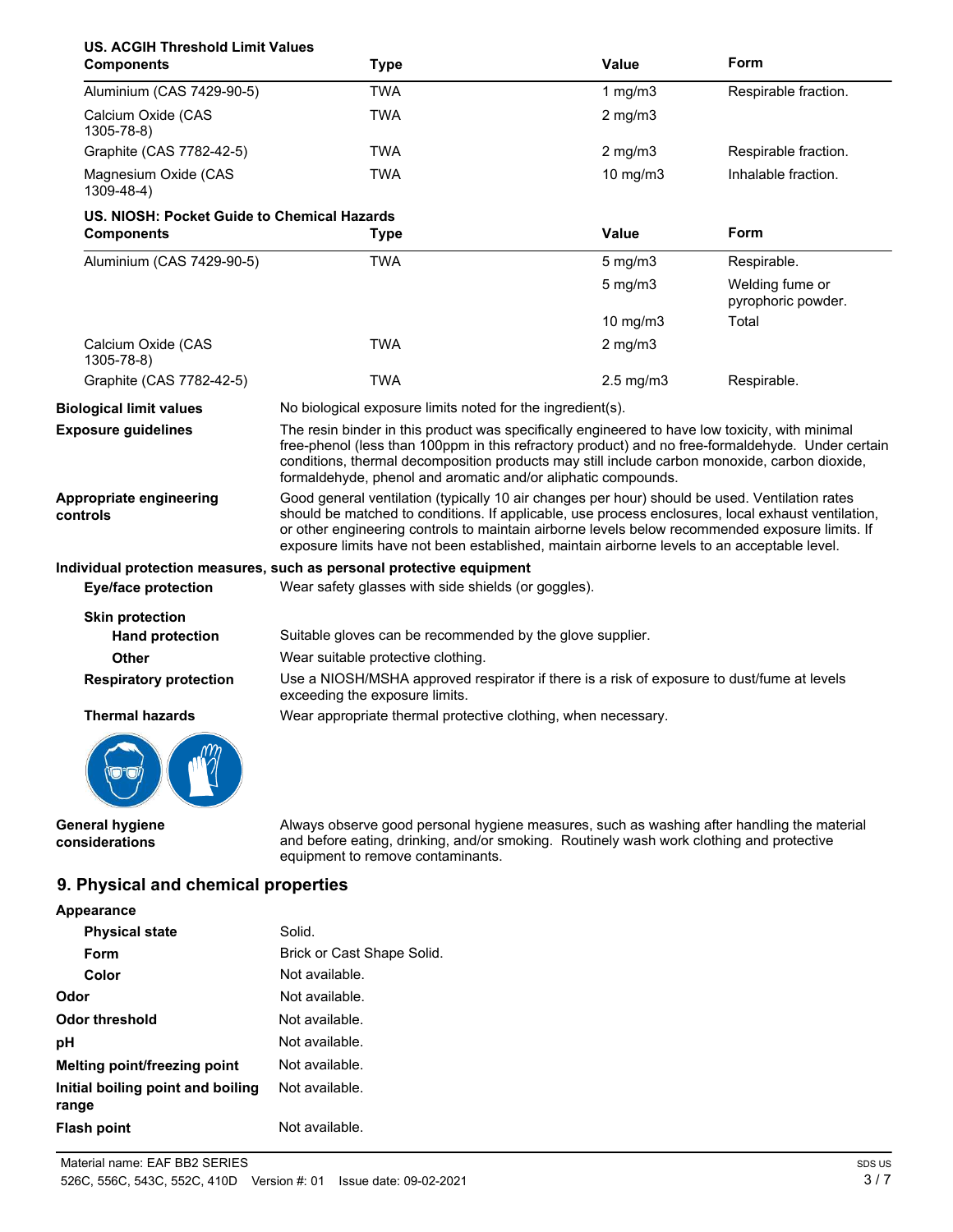**US. ACGIH Threshold Limit Values**

| Components | Type | Value | Form |
|---|---|---|---|
| Aluminium (CAS 7429-90-5) | TWA | 1 mg/m3 | Respirable fraction. |
| Calcium Oxide (CAS 1305-78-8) | TWA | 2 mg/m3 | |
| Graphite (CAS 7782-42-5) | TWA | 2 mg/m3 | Respirable fraction. |
| Magnesium Oxide (CAS 1309-48-4) | TWA | 10 mg/m3 | Inhalable fraction. |

**US. NIOSH: Pocket Guide to Chemical Hazards**

| Components | Type | Value | Form |
|---|---|---|---|
| Aluminium (CAS 7429-90-5) | TWA | 5 mg/m3 | Respirable. |
| | | 5 mg/m3 | Welding fume or pyrophoric powder. |
| | | 10 mg/m3 | Total |
| Calcium Oxide (CAS 1305-78-8) | TWA | 2 mg/m3 | |
| Graphite (CAS 7782-42-5) | TWA | 2.5 mg/m3 | Respirable. |

**Biological limit values** No biological exposure limits noted for the ingredient(s).

**Exposure guidelines** The resin binder in this product was specifically engineered to have low toxicity, with minimal free-phenol (less than 100ppm in this refractory product) and no free-formaldehyde. Under certain conditions, thermal decomposition products may still include carbon monoxide, carbon dioxide, formaldehyde, phenol and aromatic and/or aliphatic compounds.

**Appropriate engineering controls** Good general ventilation (typically 10 air changes per hour) should be used. Ventilation rates should be matched to conditions. If applicable, use process enclosures, local exhaust ventilation, or other engineering controls to maintain airborne levels below recommended exposure limits. If exposure limits have not been established, maintain airborne levels to an acceptable level.

**Individual protection measures, such as personal protective equipment**

**Eye/face protection** Wear safety glasses with side shields (or goggles).

**Skin protection**

**Hand protection** Suitable gloves can be recommended by the glove supplier.

**Other** Wear suitable protective clothing.

**Respiratory protection** Use a NIOSH/MSHA approved respirator if there is a risk of exposure to dust/fume at levels exceeding the exposure limits.

**Thermal hazards** Wear appropriate thermal protective clothing, when necessary.

**General hygiene considerations** Always observe good personal hygiene measures, such as washing after handling the material and before eating, drinking, and/or smoking. Routinely wash work clothing and protective equipment to remove contaminants.

## 9. Physical and chemical properties

**Appearance**

**Physical state** Solid.

**Form** Brick or Cast Shape Solid.

**Color** Not available.

**Odor** Not available.

**Odor threshold** Not available.

**pH** Not available.

**Melting point/freezing point** Not available.

**Initial boiling point and boiling range** Not available.

**Flash point** Not available.

Material name: EAF BB2 SERIES
526C, 556C, 543C, 552C, 410D Version #: 01 Issue date: 09-02-2021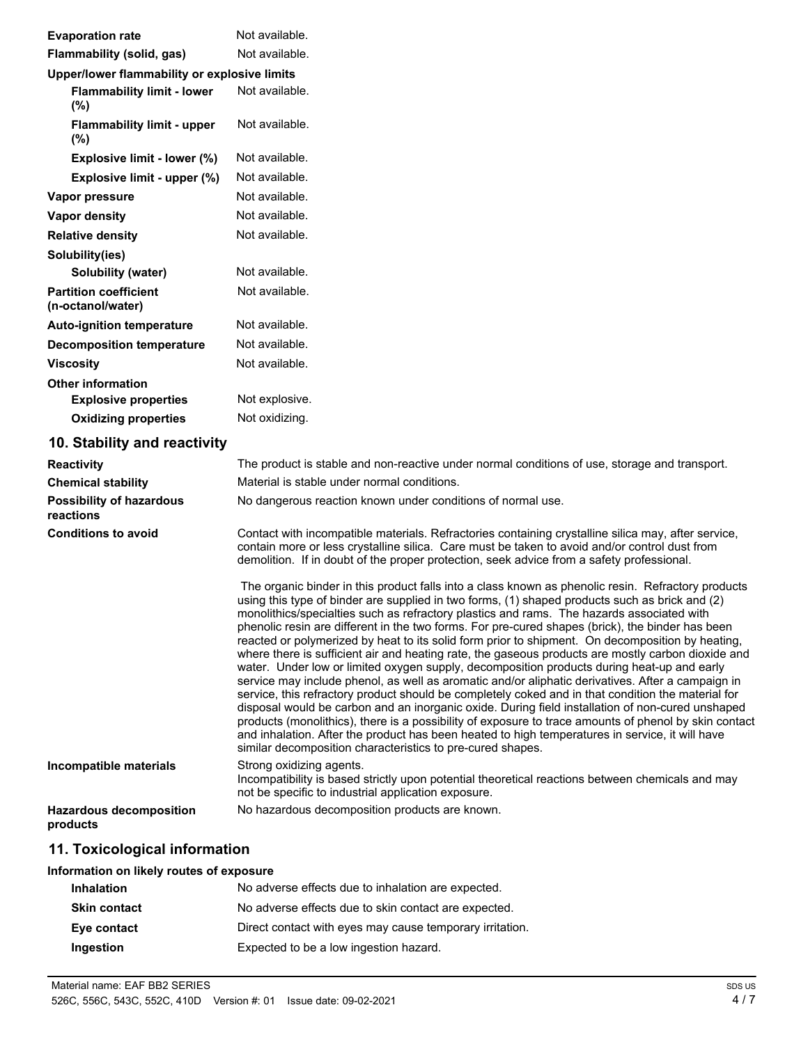| | |
|---|---|
| **Evaporation rate** | Not available. |
| **Flammability (solid, gas)** | Not available. |
| **Upper/lower flammability or explosive limits** | |
| **Flammability limit - lower (%)** | Not available. |
| **Flammability limit - upper (%)** | Not available. |
| **Explosive limit - lower (%)** | Not available. |
| **Explosive limit - upper (%)** | Not available. |
| **Vapor pressure** | Not available. |
| **Vapor density** | Not available. |
| **Relative density** | Not available. |
| **Solubility(ies)** | |
| **Solubility (water)** | Not available. |
| **Partition coefficient (n-octanol/water)** | Not available. |
| **Auto-ignition temperature** | Not available. |
| **Decomposition temperature** | Not available. |
| **Viscosity** | Not available. |
| **Other information** | |
| **Explosive properties** | Not explosive. |
| **Oxidizing properties** | Not oxidizing. |

## 10. Stability and reactivity

**Reactivity**
The product is stable and non-reactive under normal conditions of use, storage and transport.

**Chemical stability**
Material is stable under normal conditions.

**Possibility of hazardous reactions**
No dangerous reaction known under conditions of normal use.

**Conditions to avoid**
Contact with incompatible materials. Refractories containing crystalline silica may, after service, contain more or less crystalline silica. Care must be taken to avoid and/or control dust from demolition. If in doubt of the proper protection, seek advice from a safety professional.

The organic binder in this product falls into a class known as phenolic resin. Refractory products using this type of binder are supplied in two forms, (1) shaped products such as brick and (2) monolithics/specialties such as refractory plastics and rams. The hazards associated with phenolic resin are different in the two forms. For pre-cured shapes (brick), the binder has been reacted or polymerized by heat to its solid form prior to shipment. On decomposition by heating, where there is sufficient air and heating rate, the gaseous products are mostly carbon dioxide and water. Under low or limited oxygen supply, decomposition products during heat-up and early service may include phenol, as well as aromatic and/or aliphatic derivatives. After a campaign in service, this refractory product should be completely coked and in that condition the material for disposal would be carbon and an inorganic oxide. During field installation of non-cured unshaped products (monolithics), there is a possibility of exposure to trace amounts of phenol by skin contact and inhalation. After the product has been heated to high temperatures in service, it will have similar decomposition characteristics to pre-cured shapes.

**Incompatible materials**
Strong oxidizing agents.
Incompatibility is based strictly upon potential theoretical reactions between chemicals and may not be specific to industrial application exposure.

**Hazardous decomposition products**
No hazardous decomposition products are known.

## 11. Toxicological information

**Information on likely routes of exposure**

| | |
|---|---|
| **Inhalation** | No adverse effects due to inhalation are expected. |
| **Skin contact** | No adverse effects due to skin contact are expected. |
| **Eye contact** | Direct contact with eyes may cause temporary irritation. |
| **Ingestion** | Expected to be a low ingestion hazard. |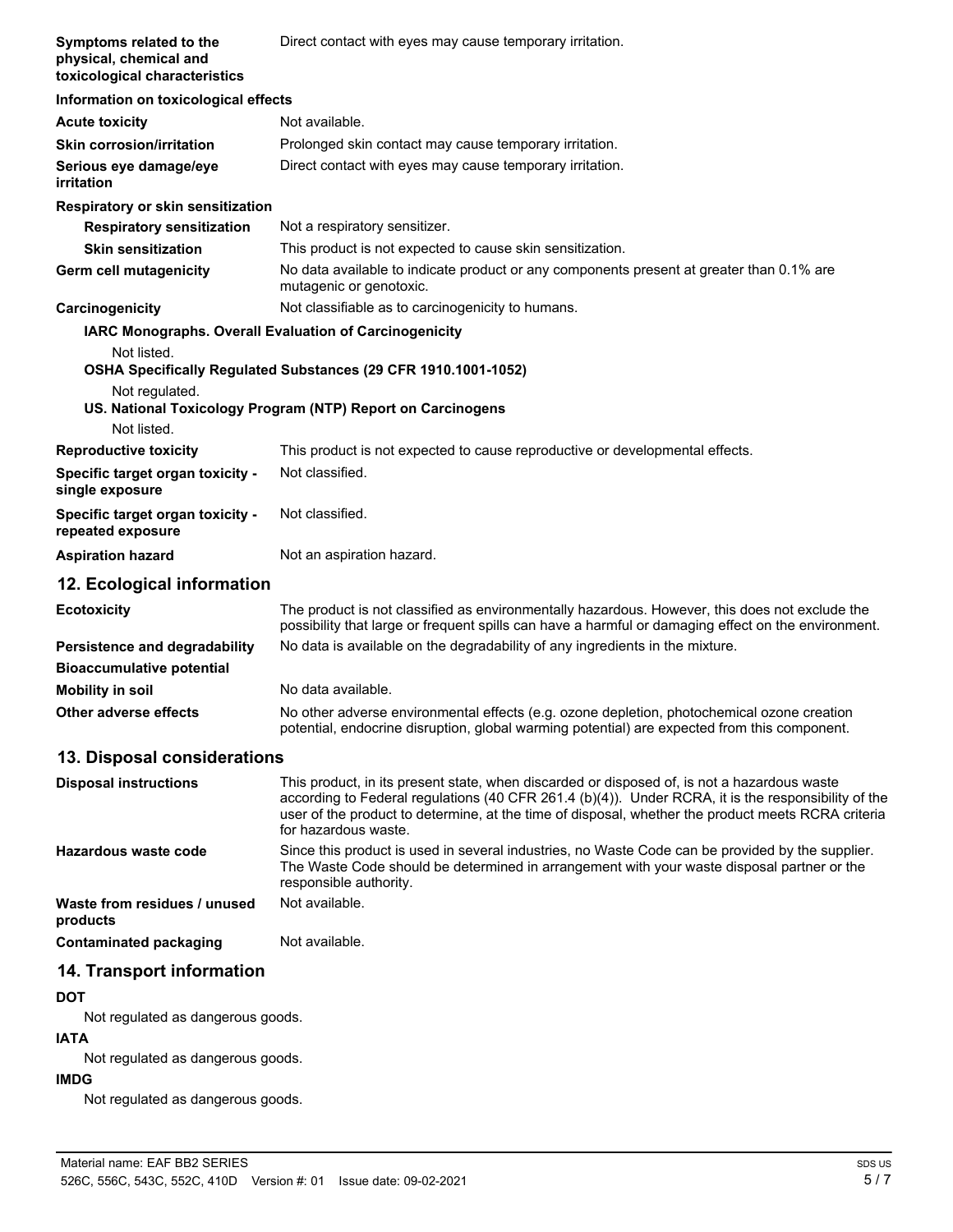**Symptoms related to the physical, chemical and toxicological characteristics** Direct contact with eyes may cause temporary irritation.

**Information on toxicological effects**

| | |
|---|---|
| **Acute toxicity** | Not available. |
| **Skin corrosion/irritation** | Prolonged skin contact may cause temporary irritation. |
| **Serious eye damage/eye irritation** | Direct contact with eyes may cause temporary irritation. |

**Respiratory or skin sensitization**

| | |
|---|---|
| **Respiratory sensitization** | Not a respiratory sensitizer. |
| **Skin sensitization** | This product is not expected to cause skin sensitization. |
| **Germ cell mutagenicity** | No data available to indicate product or any components present at greater than 0.1% are mutagenic or genotoxic. |
| **Carcinogenicity** | Not classifiable as to carcinogenicity to humans. |

**IARC Monographs. Overall Evaluation of Carcinogenicity**

Not listed.

**OSHA Specifically Regulated Substances (29 CFR 1910.1001-1052)**

Not regulated.

**US. National Toxicology Program (NTP) Report on Carcinogens**

Not listed.

| | |
|---|---|
| **Reproductive toxicity** | This product is not expected to cause reproductive or developmental effects. |
| **Specific target organ toxicity - single exposure** | Not classified. |
| **Specific target organ toxicity - repeated exposure** | Not classified. |
| **Aspiration hazard** | Not an aspiration hazard. |

## 12. Ecological information

| | |
|---|---|
| **Ecotoxicity** | The product is not classified as environmentally hazardous. However, this does not exclude the possibility that large or frequent spills can have a harmful or damaging effect on the environment. |
| **Persistence and degradability** | No data is available on the degradability of any ingredients in the mixture. |
| **Bioaccumulative potential** | |
| **Mobility in soil** | No data available. |
| **Other adverse effects** | No other adverse environmental effects (e.g. ozone depletion, photochemical ozone creation potential, endocrine disruption, global warming potential) are expected from this component. |

## 13. Disposal considerations

| | |
|---|---|
| **Disposal instructions** | This product, in its present state, when discarded or disposed of, is not a hazardous waste according to Federal regulations (40 CFR 261.4 (b)(4)). Under RCRA, it is the responsibility of the user of the product to determine, at the time of disposal, whether the product meets RCRA criteria for hazardous waste. |
| **Hazardous waste code** | Since this product is used in several industries, no Waste Code can be provided by the supplier. The Waste Code should be determined in arrangement with your waste disposal partner or the responsible authority. |
| **Waste from residues / unused products** | Not available. |
| **Contaminated packaging** | Not available. |

## 14. Transport information

**DOT**

Not regulated as dangerous goods.

**IATA**

Not regulated as dangerous goods.

**IMDG**

Not regulated as dangerous goods.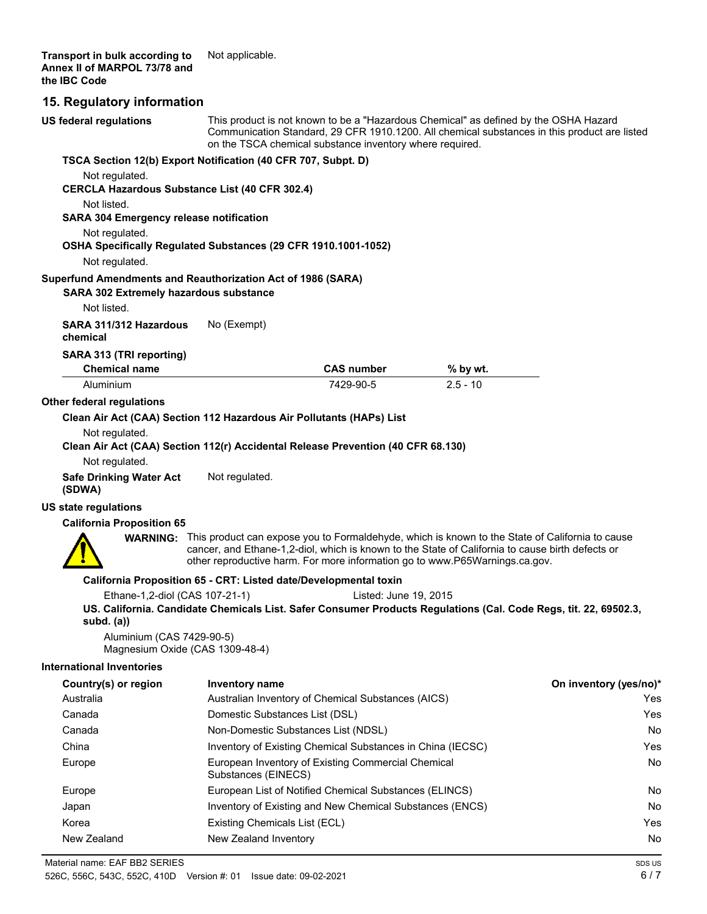**Transport in bulk according to Annex II of MARPOL 73/78 and the IBC Code** Not applicable.

## 15. Regulatory information

**US federal regulations** This product is not known to be a "Hazardous Chemical" as defined by the OSHA Hazard Communication Standard, 29 CFR 1910.1200. All chemical substances in this product are listed on the TSCA chemical substance inventory where required.

**TSCA Section 12(b) Export Notification (40 CFR 707, Subpt. D)**

Not regulated.

**CERCLA Hazardous Substance List (40 CFR 302.4)**

Not listed.

**SARA 304 Emergency release notification**

Not regulated.

**OSHA Specifically Regulated Substances (29 CFR 1910.1001-1052)**

Not regulated.

**Superfund Amendments and Reauthorization Act of 1986 (SARA)**

**SARA 302 Extremely hazardous substance**

Not listed.

**SARA 311/312 Hazardous chemical** No (Exempt)

**SARA 313 (TRI reporting)**

| Chemical name | CAS number | % by wt. |
|---|---|---|
| Aluminium | 7429-90-5 | 2.5 - 10 |

**Other federal regulations**

**Clean Air Act (CAA) Section 112 Hazardous Air Pollutants (HAPs) List**

Not regulated.

**Clean Air Act (CAA) Section 112(r) Accidental Release Prevention (40 CFR 68.130)**

Not regulated.

**Safe Drinking Water Act (SDWA)** Not regulated.

**US state regulations**

**California Proposition 65**

**WARNING:** This product can expose you to Formaldehyde, which is known to the State of California to cause cancer, and Ethane-1,2-diol, which is known to the State of California to cause birth defects or other reproductive harm. For more information go to www.P65Warnings.ca.gov.

**California Proposition 65 - CRT: Listed date/Developmental toxin**

Ethane-1,2-diol (CAS 107-21-1) Listed: June 19, 2015

**US. California. Candidate Chemicals List. Safer Consumer Products Regulations (Cal. Code Regs, tit. 22, 69502.3, subd. (a))**

Aluminium (CAS 7429-90-5)
Magnesium Oxide (CAS 1309-48-4)

**International Inventories**

| Country(s) or region | Inventory name | On inventory (yes/no)* |
|---|---|---|
| Australia | Australian Inventory of Chemical Substances (AICS) | Yes |
| Canada | Domestic Substances List (DSL) | Yes |
| Canada | Non-Domestic Substances List (NDSL) | No |
| China | Inventory of Existing Chemical Substances in China (IECSC) | Yes |
| Europe | European Inventory of Existing Commercial Chemical Substances (EINECS) | No |
| Europe | European List of Notified Chemical Substances (ELINCS) | No |
| Japan | Inventory of Existing and New Chemical Substances (ENCS) | No |
| Korea | Existing Chemicals List (ECL) | Yes |
| New Zealand | New Zealand Inventory | No |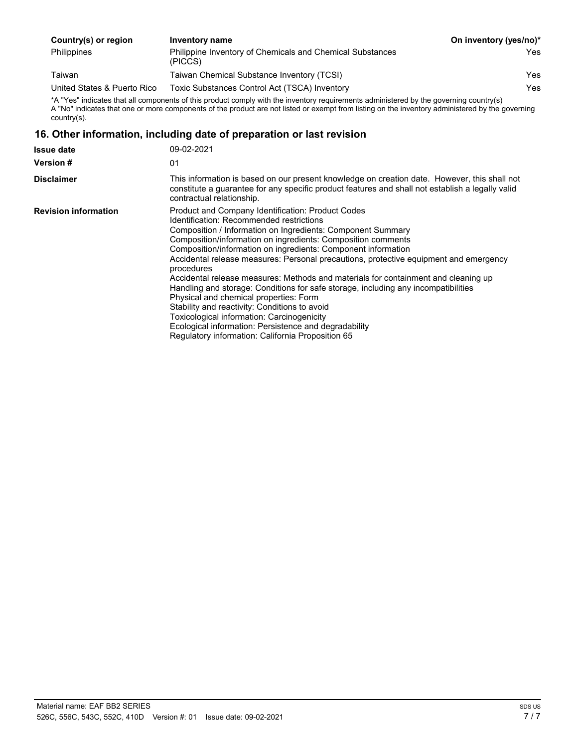| Country(s) or region | Inventory name | On inventory (yes/no)* |
|---|---|---|
| Philippines | Philippine Inventory of Chemicals and Chemical Substances (PICCS) | Yes |
| Taiwan | Taiwan Chemical Substance Inventory (TCSI) | Yes |
| United States & Puerto Rico | Toxic Substances Control Act (TSCA) Inventory | Yes |

*A "Yes" indicates that all components of this product comply with the inventory requirements administered by the governing country(s)
A "No" indicates that one or more components of the product are not listed or exempt from listing on the inventory administered by the governing country(s).

## 16. Other information, including date of preparation or last revision

**Issue date** 09-02-2021

**Version #** 01

**Disclaimer** This information is based on our present knowledge on creation date. However, this shall not constitute a guarantee for any specific product features and shall not establish a legally valid contractual relationship.

**Revision information**
Product and Company Identification: Product Codes
Identification: Recommended restrictions
Composition / Information on Ingredients: Component Summary
Composition/information on ingredients: Composition comments
Composition/information on ingredients: Component information
Accidental release measures: Personal precautions, protective equipment and emergency procedures
Accidental release measures: Methods and materials for containment and cleaning up
Handling and storage: Conditions for safe storage, including any incompatibilities
Physical and chemical properties: Form
Stability and reactivity: Conditions to avoid
Toxicological information: Carcinogenicity
Ecological information: Persistence and degradability
Regulatory information: California Proposition 65